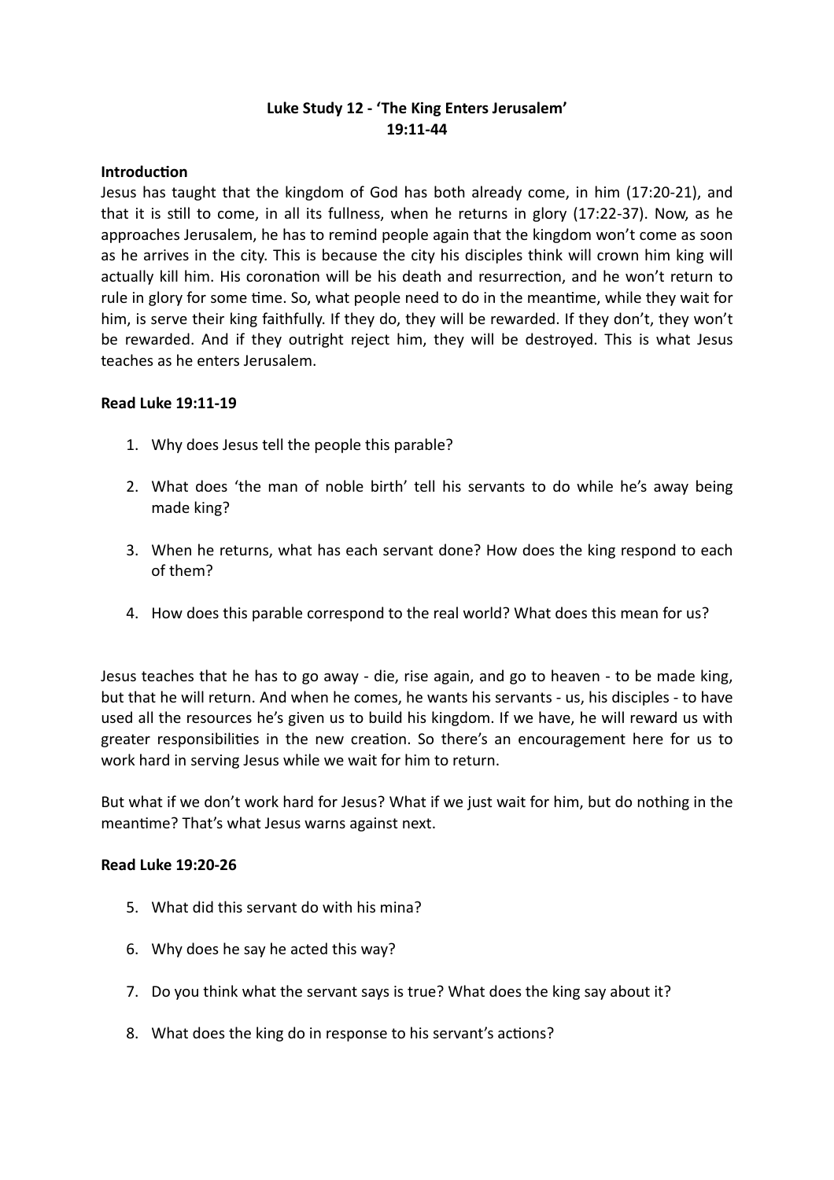**Luke Study 12 - 'The King Enters Jerusalem'**
**19:11-44**

**Introduction**

Jesus has taught that the kingdom of God has both already come, in him (17:20-21), and that it is still to come, in all its fullness, when he returns in glory (17:22-37). Now, as he approaches Jerusalem, he has to remind people again that the kingdom won't come as soon as he arrives in the city. This is because the city his disciples think will crown him king will actually kill him. His coronation will be his death and resurrection, and he won't return to rule in glory for some time. So, what people need to do in the meantime, while they wait for him, is serve their king faithfully. If they do, they will be rewarded. If they don't, they won't be rewarded. And if they outright reject him, they will be destroyed. This is what Jesus teaches as he enters Jerusalem.

**Read Luke 19:11-19**

1. Why does Jesus tell the people this parable?
2. What does 'the man of noble birth' tell his servants to do while he's away being made king?
3. When he returns, what has each servant done? How does the king respond to each of them?
4. How does this parable correspond to the real world? What does this mean for us?

Jesus teaches that he has to go away - die, rise again, and go to heaven - to be made king, but that he will return. And when he comes, he wants his servants - us, his disciples - to have used all the resources he's given us to build his kingdom. If we have, he will reward us with greater responsibilities in the new creation. So there's an encouragement here for us to work hard in serving Jesus while we wait for him to return.

But what if we don't work hard for Jesus? What if we just wait for him, but do nothing in the meantime? That's what Jesus warns against next.

**Read Luke 19:20-26**

5. What did this servant do with his mina?
6. Why does he say he acted this way?
7. Do you think what the servant says is true? What does the king say about it?
8. What does the king do in response to his servant's actions?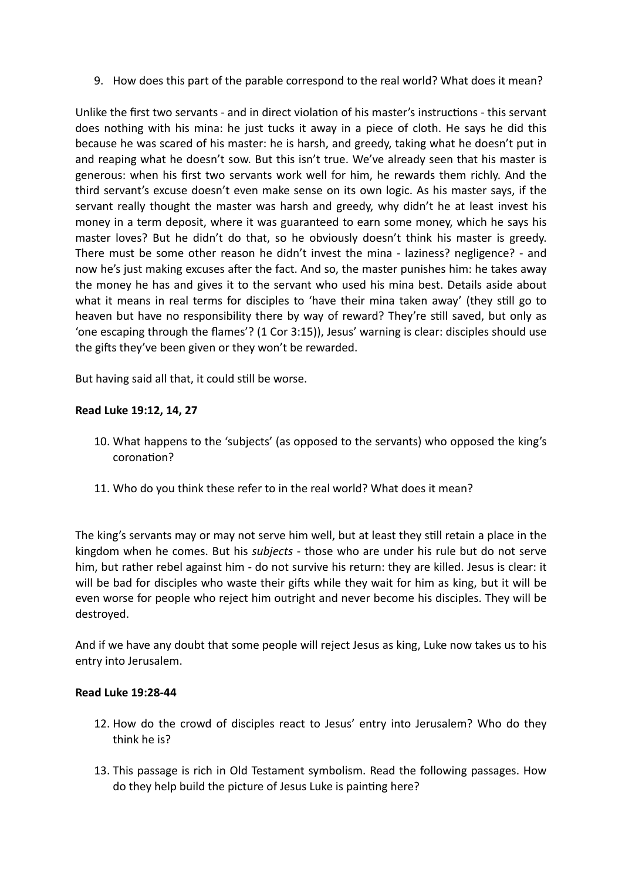9. How does this part of the parable correspond to the real world? What does it mean?

Unlike the first two servants - and in direct violation of his master's instructions - this servant does nothing with his mina: he just tucks it away in a piece of cloth. He says he did this because he was scared of his master: he is harsh, and greedy, taking what he doesn't put in and reaping what he doesn't sow. But this isn't true. We've already seen that his master is generous: when his first two servants work well for him, he rewards them richly. And the third servant's excuse doesn't even make sense on its own logic. As his master says, if the servant really thought the master was harsh and greedy, why didn't he at least invest his money in a term deposit, where it was guaranteed to earn some money, which he says his master loves? But he didn't do that, so he obviously doesn't think his master is greedy. There must be some other reason he didn't invest the mina - laziness? negligence? - and now he's just making excuses after the fact. And so, the master punishes him: he takes away the money he has and gives it to the servant who used his mina best. Details aside about what it means in real terms for disciples to 'have their mina taken away' (they still go to heaven but have no responsibility there by way of reward? They're still saved, but only as 'one escaping through the flames'? (1 Cor 3:15)), Jesus' warning is clear: disciples should use the gifts they've been given or they won't be rewarded.

But having said all that, it could still be worse.

**Read Luke 19:12, 14, 27**

10. What happens to the 'subjects' (as opposed to the servants) who opposed the king's coronation?

11. Who do you think these refer to in the real world? What does it mean?

The king's servants may or may not serve him well, but at least they still retain a place in the kingdom when he comes. But his *subjects* - those who are under his rule but do not serve him, but rather rebel against him - do not survive his return: they are killed. Jesus is clear: it will be bad for disciples who waste their gifts while they wait for him as king, but it will be even worse for people who reject him outright and never become his disciples. They will be destroyed.

And if we have any doubt that some people will reject Jesus as king, Luke now takes us to his entry into Jerusalem.

**Read Luke 19:28-44**

12. How do the crowd of disciples react to Jesus' entry into Jerusalem? Who do they think he is?

13. This passage is rich in Old Testament symbolism. Read the following passages. How do they help build the picture of Jesus Luke is painting here?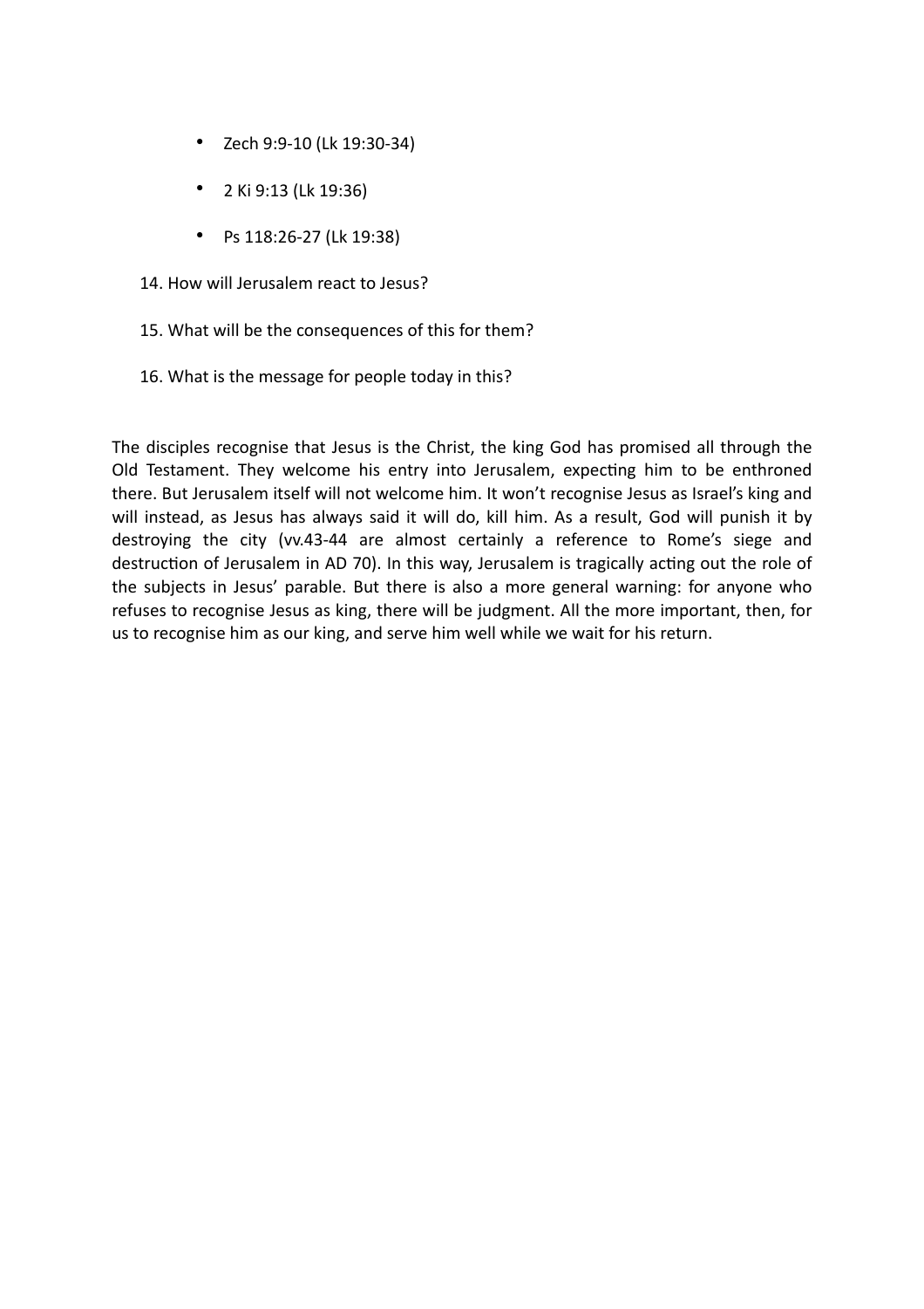- Zech 9:9-10 (Lk 19:30-34)
- 2 Ki 9:13 (Lk 19:36)
- Ps 118:26-27 (Lk 19:38)

14. How will Jerusalem react to Jesus?
15. What will be the consequences of this for them?
16. What is the message for people today in this?

The disciples recognise that Jesus is the Christ, the king God has promised all through the Old Testament. They welcome his entry into Jerusalem, expecting him to be enthroned there. But Jerusalem itself will not welcome him. It won't recognise Jesus as Israel's king and will instead, as Jesus has always said it will do, kill him. As a result, God will punish it by destroying the city (vv.43-44 are almost certainly a reference to Rome's siege and destruction of Jerusalem in AD 70). In this way, Jerusalem is tragically acting out the role of the subjects in Jesus' parable. But there is also a more general warning: for anyone who refuses to recognise Jesus as king, there will be judgment. All the more important, then, for us to recognise him as our king, and serve him well while we wait for his return.